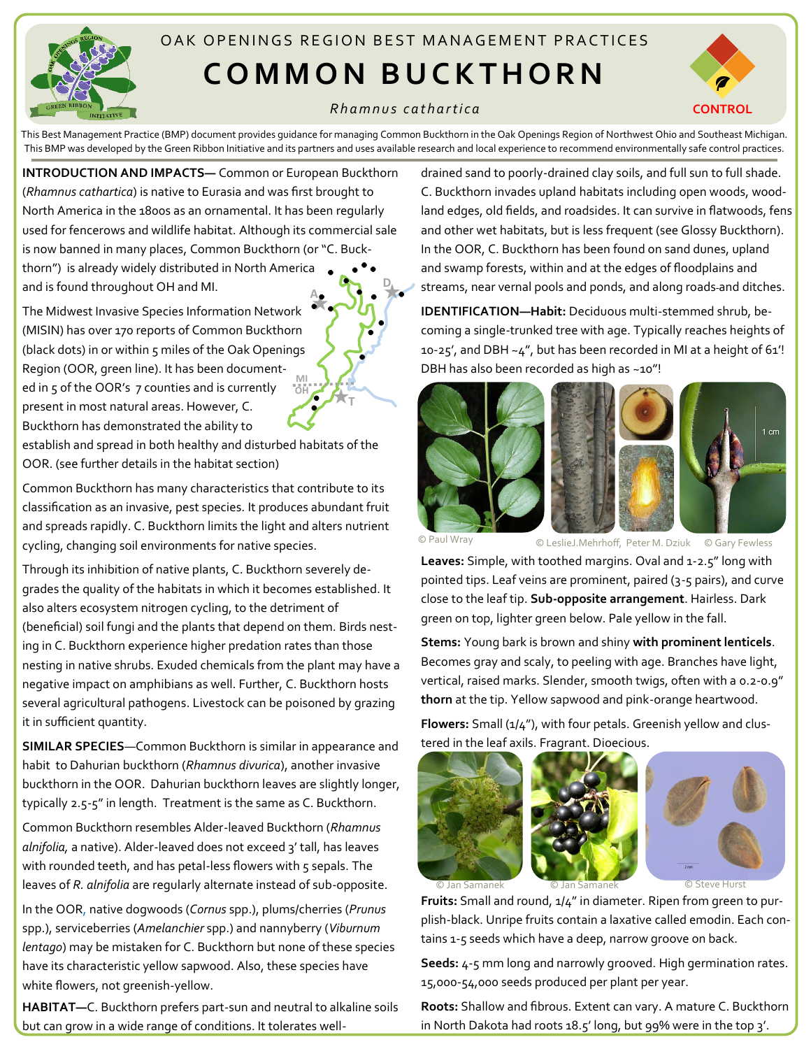OAK OPENINGS REGION BEST MANAGEMENT PRACTICES

# COMMON BUCKTHORN

*Rhamnus cathartica*

CONTROL

This Best Management Practice (BMP) document provides guidance for managing Common Buckthorn in the Oak Openings Region of Northwest Ohio and Southeast Michigan. This BMP was developed by the Green Ribbon Initiative and its partners and uses available research and local experience to recommend environmentally safe control practices.

**INTRODUCTION AND IMPACTS—** Common or European Buckthorn (*Rhamnus cathartica*) is native to Eurasia and was first brought to North America in the 1800s as an ornamental. It has been regularly used for fencerows and wildlife habitat. Although its commercial sale is now banned in many places, Common Buckthorn (or "C. Buckthorn") is already widely distributed in North America and is found throughout OH and MI.

The Midwest Invasive Species Information Network (MISIN) has over 170 reports of Common Buckthorn (black dots) in or within 5 miles of the Oak Openings Region (OOR, green line). It has been documented in 5 of the OOR's 7 counties and is currently present in most natural areas. However, C. Buckthorn has demonstrated the ability to establish and spread in both healthy and disturbed habitats of the OOR. (see further details in the habitat section)

Common Buckthorn has many characteristics that contribute to its classification as an invasive, pest species. It produces abundant fruit and spreads rapidly. C. Buckthorn limits the light and alters nutrient cycling, changing soil environments for native species.

Through its inhibition of native plants, C. Buckthorn severely degrades the quality of the habitats in which it becomes established. It also alters ecosystem nitrogen cycling, to the detriment of (beneficial) soil fungi and the plants that depend on them. Birds nesting in C. Buckthorn experience higher predation rates than those nesting in native shrubs. Exuded chemicals from the plant may have a negative impact on amphibians as well. Further, C. Buckthorn hosts several agricultural pathogens. Livestock can be poisoned by grazing it in sufficient quantity.

**SIMILAR SPECIES**—Common Buckthorn is similar in appearance and habit to Dahurian buckthorn (*Rhamnus divurica*), another invasive buckthorn in the OOR. Dahurian buckthorn leaves are slightly longer, typically 2.5-5" in length. Treatment is the same as C. Buckthorn.

Common Buckthorn resembles Alder-leaved Buckthorn (*Rhamnus alnifolia,* a native). Alder-leaved does not exceed 3' tall, has leaves with rounded teeth, and has petal-less flowers with 5 sepals. The leaves of *R. alnifolia* are regularly alternate instead of sub-opposite.

In the OOR, native dogwoods (*Cornus* spp.), plums/cherries (*Prunus* spp.), serviceberries (*Amelanchier* spp.) and nannyberry (*Viburnum lentago*) may be mistaken for C. Buckthorn but none of these species have its characteristic yellow sapwood. Also, these species have white flowers, not greenish-yellow.

**HABITAT—**C. Buckthorn prefers part-sun and neutral to alkaline soils but can grow in a wide range of conditions. It tolerates well-drained sand to poorly-drained clay soils, and full sun to full shade. C. Buckthorn invades upland habitats including open woods, woodland edges, old fields, and roadsides. It can survive in flatwoods, fens and other wet habitats, but is less frequent (see Glossy Buckthorn). In the OOR, C. Buckthorn has been found on sand dunes, upland and swamp forests, within and at the edges of floodplains and streams, near vernal pools and ponds, and along roads and ditches.

**IDENTIFICATION—Habit:** Deciduous multi-stemmed shrub, becoming a single-trunked tree with age. Typically reaches heights of 10-25', and DBH ~4", but has been recorded in MI at a height of 61'! DBH has also been recorded as high as ~10"!

© Paul Wray © LeslieJ.Mehrhoff, Peter M. Dziuk © Gary Fewless

**Leaves:** Simple, with toothed margins. Oval and 1-2.5" long with pointed tips. Leaf veins are prominent, paired (3-5 pairs), and curve close to the leaf tip. **Sub-opposite arrangement**. Hairless. Dark green on top, lighter green below. Pale yellow in the fall.

**Stems:** Young bark is brown and shiny **with prominent lenticels**. Becomes gray and scaly, to peeling with age. Branches have light, vertical, raised marks. Slender, smooth twigs, often with a 0.2-0.9" **thorn** at the tip. Yellow sapwood and pink-orange heartwood.

**Flowers:** Small (1/4"), with four petals. Greenish yellow and clustered in the leaf axils. Fragrant. Dioecious.

© Jan Samanek © Jan Samanek © Steve Hurst

**Fruits:** Small and round, 1/4" in diameter. Ripen from green to purplish-black. Unripe fruits contain a laxative called emodin. Each contains 1-5 seeds which have a deep, narrow groove on back.

**Seeds:** 4-5 mm long and narrowly grooved. High germination rates. 15,000-54,000 seeds produced per plant per year.

**Roots:** Shallow and fibrous. Extent can vary. A mature C. Buckthorn in North Dakota had roots 18.5' long, but 99% were in the top 3'.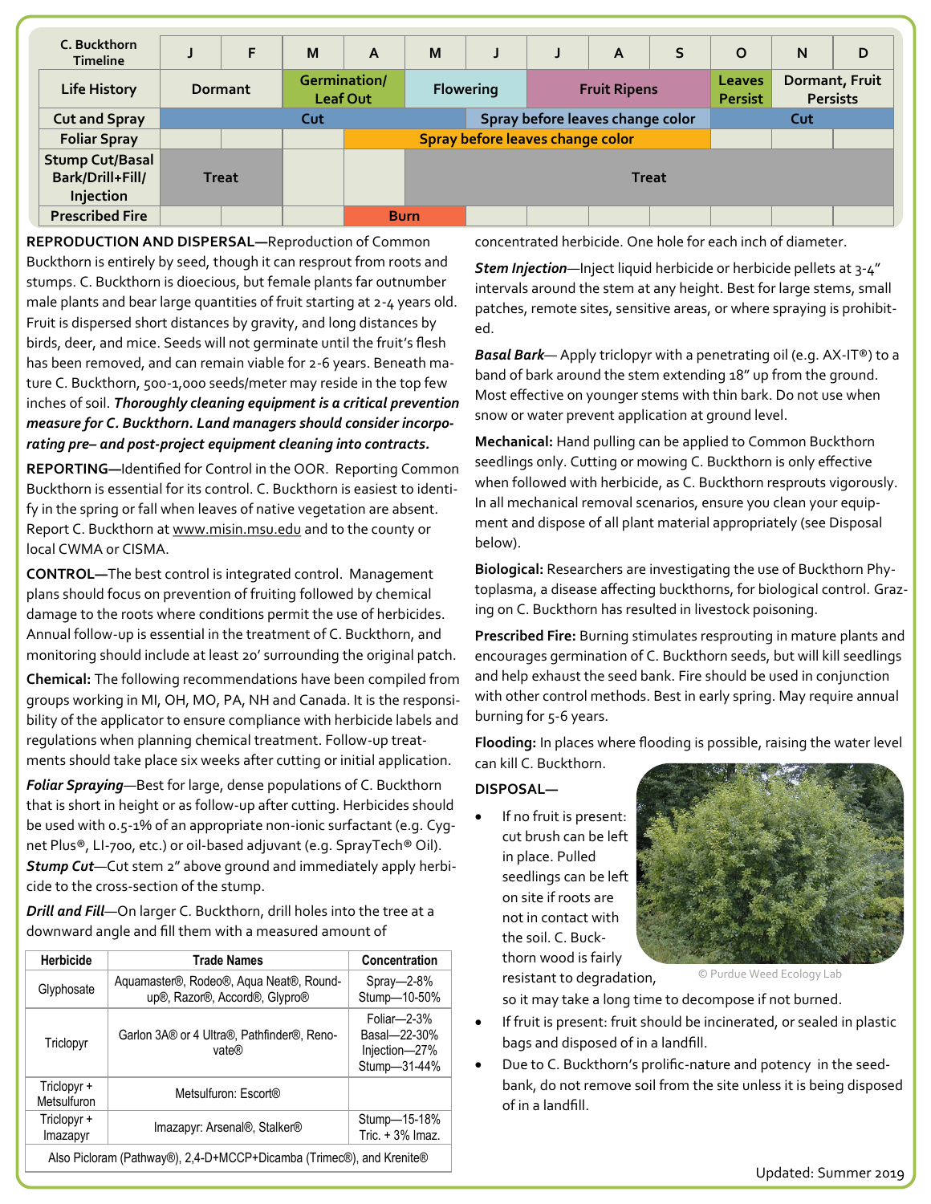| C. Buckthorn Timeline | J | F | M | A | M | J | J | A | S | O | N | D |
|---|---|---|---|---|---|---|---|---|---|---|---|---|
| Life History | Dormant | | Germination/ Leaf Out | | Flowering | | Fruit Ripens | | | Leaves Persist | Dormant, Fruit Persists | |
| Cut and Spray | Cut | | | | | Spray before leaves change color | | | | Cut | | |
| Foliar Spray | | | | Spray before leaves change color | | | | | | | | |
| Stump Cut/Basal Bark/Drill+Fill/ Injection | Treat | | | | Treat | | | | | | | |
| Prescribed Fire | | | | Burn | | | | | | | | |

**REPRODUCTION AND DISPERSAL—**Reproduction of Common Buckthorn is entirely by seed, though it can resprout from roots and stumps. C. Buckthorn is dioecious, but female plants far outnumber male plants and bear large quantities of fruit starting at 2-4 years old. Fruit is dispersed short distances by gravity, and long distances by birds, deer, and mice. Seeds will not germinate until the fruit's flesh has been removed, and can remain viable for 2-6 years. Beneath mature C. Buckthorn, 500-1,000 seeds/meter may reside in the top few inches of soil. ***Thoroughly cleaning equipment is a critical prevention measure for C. Buckthorn. Land managers should consider incorporating pre– and post-project equipment cleaning into contracts.***

**REPORTING—**Identified for Control in the OOR. Reporting Common Buckthorn is essential for its control. C. Buckthorn is easiest to identify in the spring or fall when leaves of native vegetation are absent. Report C. Buckthorn at www.misin.msu.edu and to the county or local CWMA or CISMA.

**CONTROL—**The best control is integrated control. Management plans should focus on prevention of fruiting followed by chemical damage to the roots where conditions permit the use of herbicides. Annual follow-up is essential in the treatment of C. Buckthorn, and monitoring should include at least 20' surrounding the original patch.

**Chemical:** The following recommendations have been compiled from groups working in MI, OH, MO, PA, NH and Canada. It is the responsibility of the applicator to ensure compliance with herbicide labels and regulations when planning chemical treatment. Follow-up treatments should take place six weeks after cutting or initial application.

***Foliar Spraying***—Best for large, dense populations of C. Buckthorn that is short in height or as follow-up after cutting. Herbicides should be used with 0.5-1% of an appropriate non-ionic surfactant (e.g. Cygnet Plus®, LI-700, etc.) or oil-based adjuvant (e.g. SprayTech® Oil).

***Stump Cut***—Cut stem 2" above ground and immediately apply herbicide to the cross-section of the stump.

***Drill and Fill***—On larger C. Buckthorn, drill holes into the tree at a downward angle and fill them with a measured amount of concentrated herbicide. One hole for each inch of diameter.

| Herbicide | Trade Names | Concentration |
|---|---|---|
| Glyphosate | Aquamaster®, Rodeo®, Aqua Neat®, Roundup®, Razor®, Accord®, Glypro® | Spray—2-8%<br>Stump—10-50% |
| Triclopyr | Garlon 3A® or 4 Ultra®, Pathfinder®, Renovate® | Foliar—2-3%<br>Basal—22-30%<br>Injection—27%<br>Stump—31-44% |
| Triclopyr + Metsulfuron | Metsulfuron: Escort® | |
| Triclopyr + Imazapyr | Imazapyr: Arsenal®, Stalker® | Stump—15-18% Tric. + 3% Imaz. |
| Also Picloram (Pathway®), 2,4-D+MCCP+Dicamba (Trimec®), and Krenite® | | |

***Stem Injection***—Inject liquid herbicide or herbicide pellets at 3-4" intervals around the stem at any height. Best for large stems, small patches, remote sites, sensitive areas, or where spraying is prohibited.

***Basal Bark***— Apply triclopyr with a penetrating oil (e.g. AX-IT®) to a band of bark around the stem extending 18" up from the ground. Most effective on younger stems with thin bark. Do not use when snow or water prevent application at ground level.

**Mechanical:** Hand pulling can be applied to Common Buckthorn seedlings only. Cutting or mowing C. Buckthorn is only effective when followed with herbicide, as C. Buckthorn resprouts vigorously. In all mechanical removal scenarios, ensure you clean your equipment and dispose of all plant material appropriately (see Disposal below).

**Biological:** Researchers are investigating the use of Buckthorn Phytoplasma, a disease affecting buckthorns, for biological control. Grazing on C. Buckthorn has resulted in livestock poisoning.

**Prescribed Fire:** Burning stimulates resprouting in mature plants and encourages germination of C. Buckthorn seeds, but will kill seedlings and help exhaust the seed bank. Fire should be used in conjunction with other control methods. Best in early spring. May require annual burning for 5-6 years.

**Flooding:** In places where flooding is possible, raising the water level can kill C. Buckthorn.

**DISPOSAL—**

- If no fruit is present: cut brush can be left in place. Pulled seedlings can be left on site if roots are not in contact with the soil. C. Buckthorn wood is fairly resistant to degradation, so it may take a long time to decompose if not burned.
- If fruit is present: fruit should be incinerated, or sealed in plastic bags and disposed of in a landfill.
- Due to C. Buckthorn's prolific-nature and potency in the seedbank, do not remove soil from the site unless it is being disposed of in a landfill.

© Purdue Weed Ecology Lab

Updated: Summer 2019